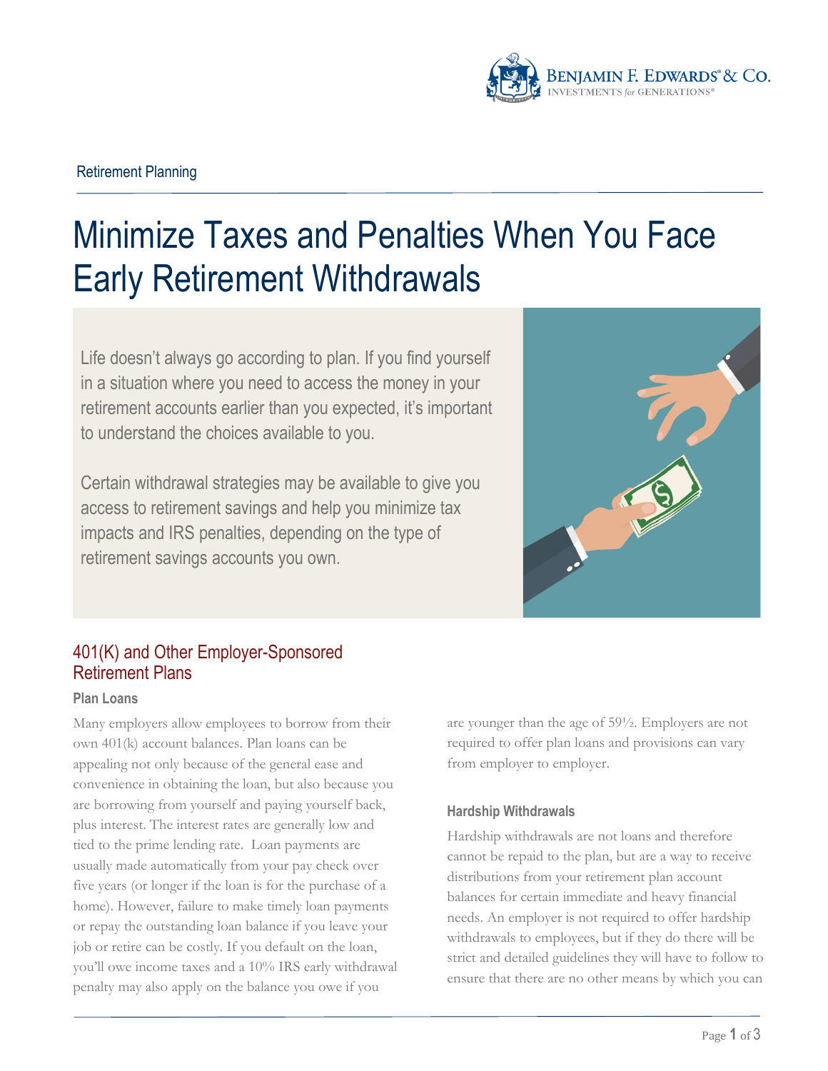Retirement Planning

# Minimize Taxes and Penalties When You Face Early Retirement Withdrawals

Life doesn't always go according to plan. If you find yourself in a situation where you need to access the money in your retirement accounts earlier than you expected, it's important to understand the choices available to you.

Certain withdrawal strategies may be available to give you access to retirement savings and help you minimize tax impacts and IRS penalties, depending on the type of retirement savings accounts you own.

## 401(K) and Other Employer-Sponsored Retirement Plans

### Plan Loans

Many employers allow employees to borrow from their own 401(k) account balances. Plan loans can be appealing not only because of the general ease and convenience in obtaining the loan, but also because you are borrowing from yourself and paying yourself back, plus interest. The interest rates are generally low and tied to the prime lending rate. Loan payments are usually made automatically from your pay check over five years (or longer if the loan is for the purchase of a home). However, failure to make timely loan payments or repay the outstanding loan balance if you leave your job or retire can be costly. If you default on the loan, you'll owe income taxes and a 10% IRS early withdrawal penalty may also apply on the balance you owe if you are younger than the age of 59½. Employers are not required to offer plan loans and provisions can vary from employer to employer.

### Hardship Withdrawals

Hardship withdrawals are not loans and therefore cannot be repaid to the plan, but are a way to receive distributions from your retirement plan account balances for certain immediate and heavy financial needs. An employer is not required to offer hardship withdrawals to employees, but if they do there will be strict and detailed guidelines they will have to follow to ensure that there are no other means by which you can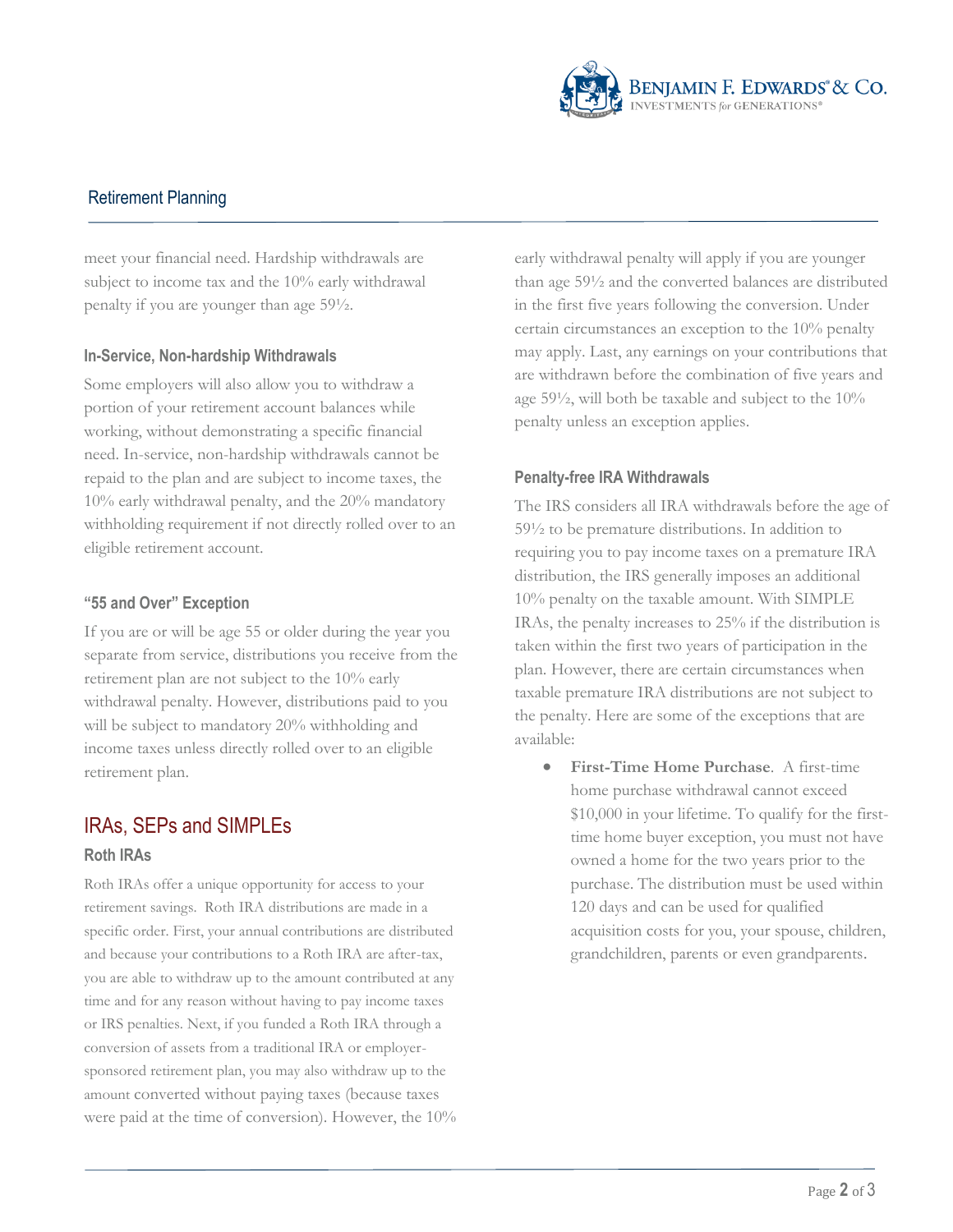meet your financial need. Hardship withdrawals are subject to income tax and the 10% early withdrawal penalty if you are younger than age 59½.

### In-Service, Non-hardship Withdrawals

Some employers will also allow you to withdraw a portion of your retirement account balances while working, without demonstrating a specific financial need. In-service, non-hardship withdrawals cannot be repaid to the plan and are subject to income taxes, the 10% early withdrawal penalty, and the 20% mandatory withholding requirement if not directly rolled over to an eligible retirement account.

### "55 and Over" Exception

If you are or will be age 55 or older during the year you separate from service, distributions you receive from the retirement plan are not subject to the 10% early withdrawal penalty. However, distributions paid to you will be subject to mandatory 20% withholding and income taxes unless directly rolled over to an eligible retirement plan.

## IRAs, SEPs and SIMPLEs

### Roth IRAs

Roth IRAs offer a unique opportunity for access to your retirement savings. Roth IRA distributions are made in a specific order. First, your annual contributions are distributed and because your contributions to a Roth IRA are after-tax, you are able to withdraw up to the amount contributed at any time and for any reason without having to pay income taxes or IRS penalties. Next, if you funded a Roth IRA through a conversion of assets from a traditional IRA or employer-sponsored retirement plan, you may also withdraw up to the amount converted without paying taxes (because taxes were paid at the time of conversion). However, the 10% early withdrawal penalty will apply if you are younger than age 59½ and the converted balances are distributed in the first five years following the conversion. Under certain circumstances an exception to the 10% penalty may apply. Last, any earnings on your contributions that are withdrawn before the combination of five years and age 59½, will both be taxable and subject to the 10% penalty unless an exception applies.

### Penalty-free IRA Withdrawals

The IRS considers all IRA withdrawals before the age of 59½ to be premature distributions. In addition to requiring you to pay income taxes on a premature IRA distribution, the IRS generally imposes an additional 10% penalty on the taxable amount. With SIMPLE IRAs, the penalty increases to 25% if the distribution is taken within the first two years of participation in the plan. However, there are certain circumstances when taxable premature IRA distributions are not subject to the penalty. Here are some of the exceptions that are available:

- **First-Time Home Purchase**. A first-time home purchase withdrawal cannot exceed $10,000 in your lifetime. To qualify for the first-time home buyer exception, you must not have owned a home for the two years prior to the purchase. The distribution must be used within 120 days and can be used for qualified acquisition costs for you, your spouse, children, grandchildren, parents or even grandparents.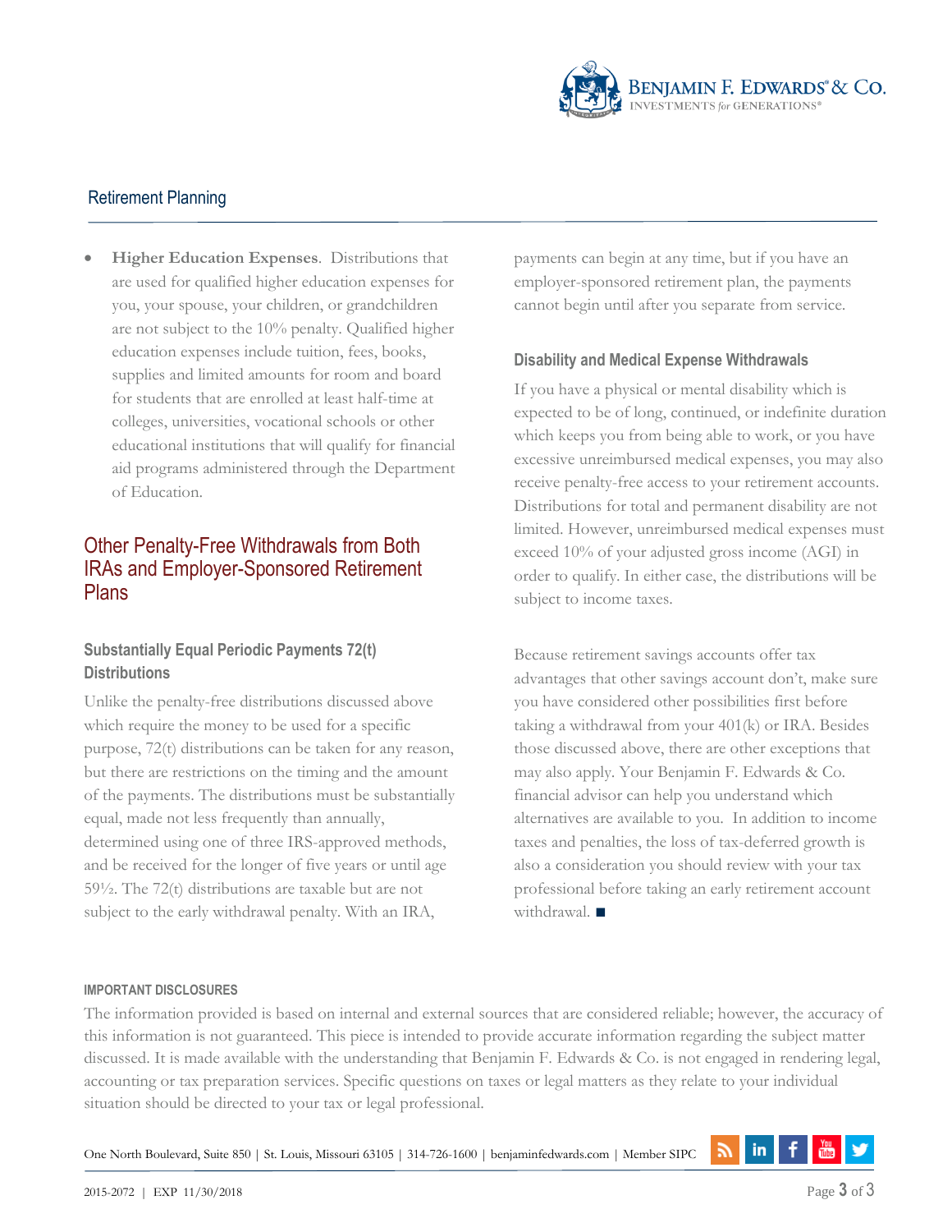- **Higher Education Expenses**. Distributions that are used for qualified higher education expenses for you, your spouse, your children, or grandchildren are not subject to the 10% penalty. Qualified higher education expenses include tuition, fees, books, supplies and limited amounts for room and board for students that are enrolled at least half-time at colleges, universities, vocational schools or other educational institutions that will qualify for financial aid programs administered through the Department of Education.

## Other Penalty-Free Withdrawals from Both IRAs and Employer-Sponsored Retirement Plans

### Substantially Equal Periodic Payments 72(t) Distributions

Unlike the penalty-free distributions discussed above which require the money to be used for a specific purpose, 72(t) distributions can be taken for any reason, but there are restrictions on the timing and the amount of the payments. The distributions must be substantially equal, made not less frequently than annually, determined using one of three IRS-approved methods, and be received for the longer of five years or until age 59½. The 72(t) distributions are taxable but are not subject to the early withdrawal penalty. With an IRA, payments can begin at any time, but if you have an employer-sponsored retirement plan, the payments cannot begin until after you separate from service.

### Disability and Medical Expense Withdrawals

If you have a physical or mental disability which is expected to be of long, continued, or indefinite duration which keeps you from being able to work, or you have excessive unreimbursed medical expenses, you may also receive penalty-free access to your retirement accounts. Distributions for total and permanent disability are not limited. However, unreimbursed medical expenses must exceed 10% of your adjusted gross income (AGI) in order to qualify. In either case, the distributions will be subject to income taxes.

Because retirement savings accounts offer tax advantages that other savings account don't, make sure you have considered other possibilities first before taking a withdrawal from your 401(k) or IRA. Besides those discussed above, there are other exceptions that may also apply. Your Benjamin F. Edwards & Co. financial advisor can help you understand which alternatives are available to you. In addition to income taxes and penalties, the loss of tax-deferred growth is also a consideration you should review with your tax professional before taking an early retirement account withdrawal. ■

#### IMPORTANT DISCLOSURES

The information provided is based on internal and external sources that are considered reliable; however, the accuracy of this information is not guaranteed. This piece is intended to provide accurate information regarding the subject matter discussed. It is made available with the understanding that Benjamin F. Edwards & Co. is not engaged in rendering legal, accounting or tax preparation services. Specific questions on taxes or legal matters as they relate to your individual situation should be directed to your tax or legal professional.

One North Boulevard, Suite 850 | St. Louis, Missouri 63105 | 314-726-1600 | benjaminfedwards.com | Member SIPC

2015-2072 | EXP 11/30/2018